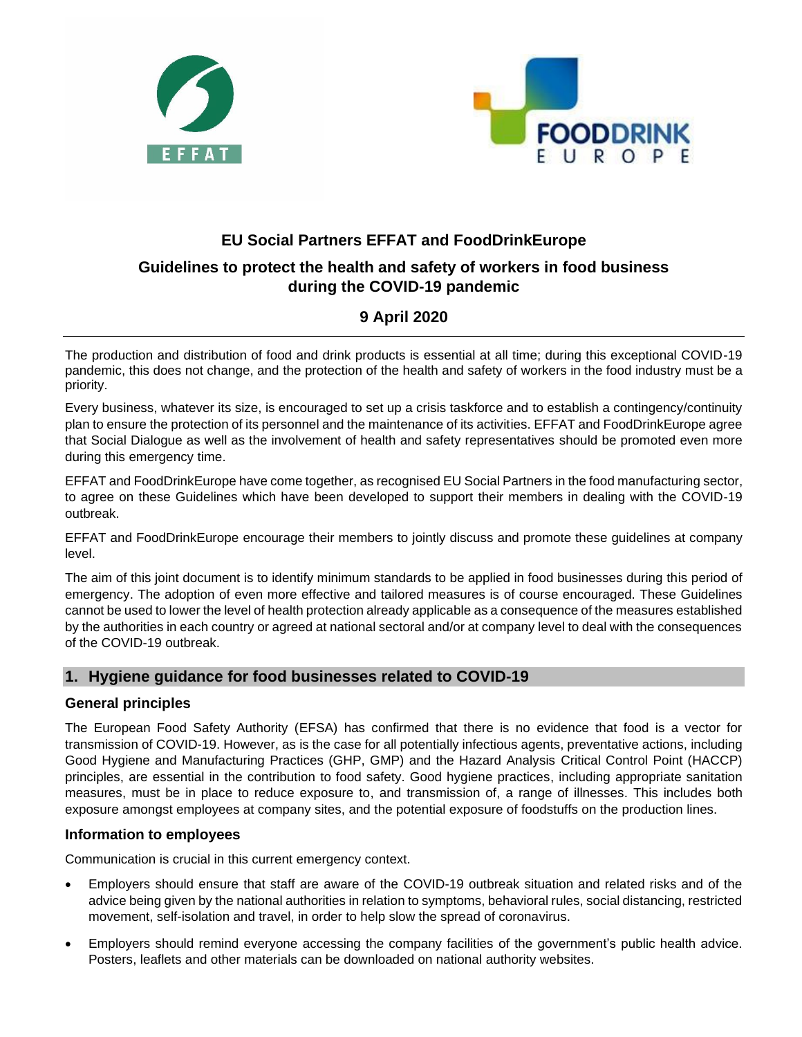# EU Social Partners EFFAT and FoodDrinkEurope

## Guidelines to protect the health and safety of workers in food business during the COVID-19 pandemic

### 9 April 2020

The production and distribution of food and drink products is essential at all time; during this exceptional COVID-19 pandemic, this does not change, and the protection of the health and safety of workers in the food industry must be a priority.

Every business, whatever its size, is encouraged to set up a crisis taskforce and to establish a contingency/continuity plan to ensure the protection of its personnel and the maintenance of its activities. EFFAT and FoodDrinkEurope agree that Social Dialogue as well as the involvement of health and safety representatives should be promoted even more during this emergency time.

EFFAT and FoodDrinkEurope have come together, as recognised EU Social Partners in the food manufacturing sector, to agree on these Guidelines which have been developed to support their members in dealing with the COVID-19 outbreak.

EFFAT and FoodDrinkEurope encourage their members to jointly discuss and promote these guidelines at company level.

The aim of this joint document is to identify minimum standards to be applied in food businesses during this period of emergency. The adoption of even more effective and tailored measures is of course encouraged. These Guidelines cannot be used to lower the level of health protection already applicable as a consequence of the measures established by the authorities in each country or agreed at national sectoral and/or at company level to deal with the consequences of the COVID-19 outbreak.

## 1. Hygiene guidance for food businesses related to COVID-19

### General principles

The European Food Safety Authority (EFSA) has confirmed that there is no evidence that food is a vector for transmission of COVID-19. However, as is the case for all potentially infectious agents, preventative actions, including Good Hygiene and Manufacturing Practices (GHP, GMP) and the Hazard Analysis Critical Control Point (HACCP) principles, are essential in the contribution to food safety. Good hygiene practices, including appropriate sanitation measures, must be in place to reduce exposure to, and transmission of, a range of illnesses. This includes both exposure amongst employees at company sites, and the potential exposure of foodstuffs on the production lines.

### Information to employees

Communication is crucial in this current emergency context.

- Employers should ensure that staff are aware of the COVID-19 outbreak situation and related risks and of the advice being given by the national authorities in relation to symptoms, behavioral rules, social distancing, restricted movement, self-isolation and travel, in order to help slow the spread of coronavirus.
- Employers should remind everyone accessing the company facilities of the government's public health advice. Posters, leaflets and other materials can be downloaded on national authority websites.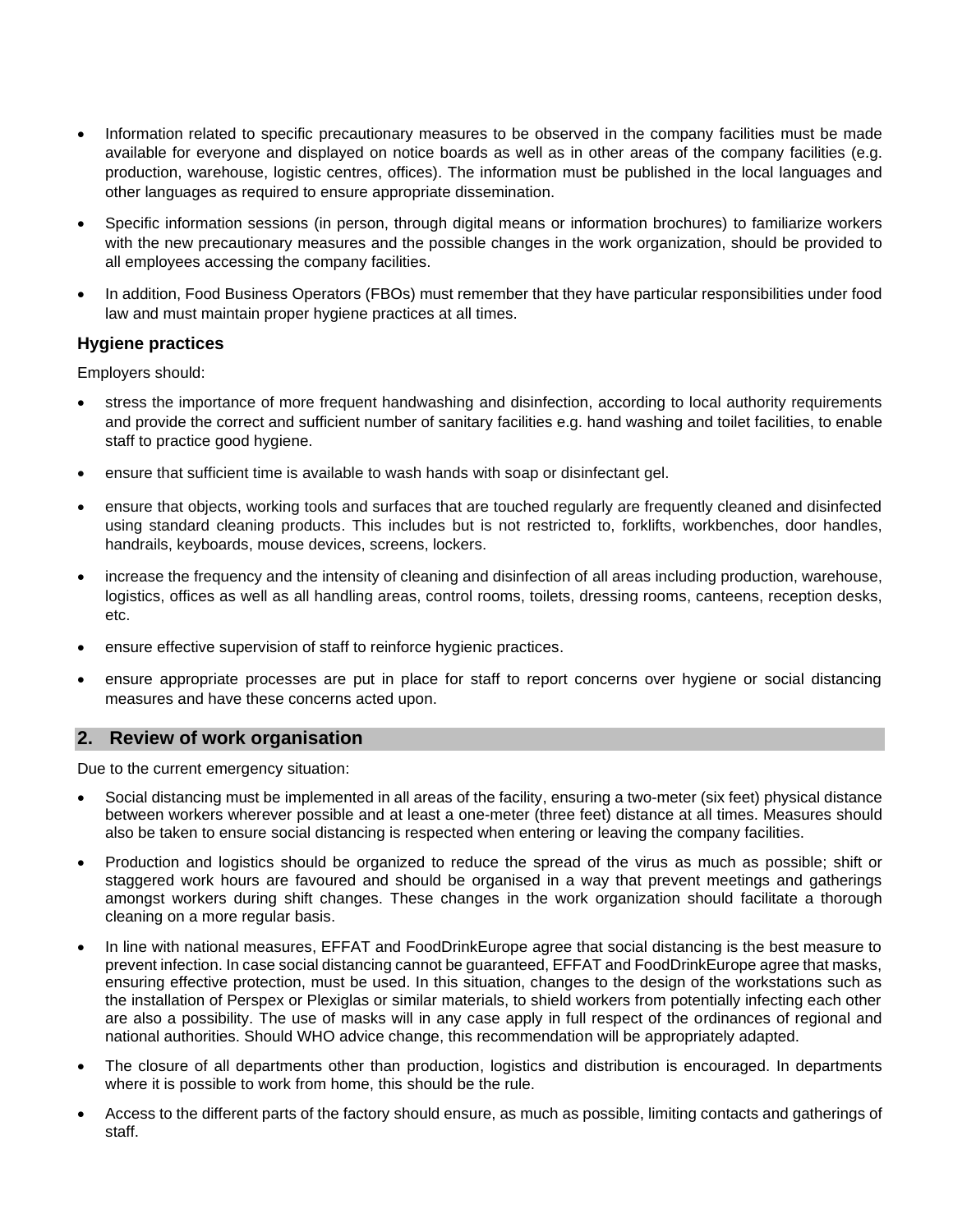- Information related to specific precautionary measures to be observed in the company facilities must be made available for everyone and displayed on notice boards as well as in other areas of the company facilities (e.g. production, warehouse, logistic centres, offices). The information must be published in the local languages and other languages as required to ensure appropriate dissemination.
- Specific information sessions (in person, through digital means or information brochures) to familiarize workers with the new precautionary measures and the possible changes in the work organization, should be provided to all employees accessing the company facilities.
- In addition, Food Business Operators (FBOs) must remember that they have particular responsibilities under food law and must maintain proper hygiene practices at all times.

### Hygiene practices

Employers should:

- stress the importance of more frequent handwashing and disinfection, according to local authority requirements and provide the correct and sufficient number of sanitary facilities e.g. hand washing and toilet facilities, to enable staff to practice good hygiene.
- ensure that sufficient time is available to wash hands with soap or disinfectant gel.
- ensure that objects, working tools and surfaces that are touched regularly are frequently cleaned and disinfected using standard cleaning products. This includes but is not restricted to, forklifts, workbenches, door handles, handrails, keyboards, mouse devices, screens, lockers.
- increase the frequency and the intensity of cleaning and disinfection of all areas including production, warehouse, logistics, offices as well as all handling areas, control rooms, toilets, dressing rooms, canteens, reception desks, etc.
- ensure effective supervision of staff to reinforce hygienic practices.
- ensure appropriate processes are put in place for staff to report concerns over hygiene or social distancing measures and have these concerns acted upon.

## 2. Review of work organisation

Due to the current emergency situation:

- Social distancing must be implemented in all areas of the facility, ensuring a two-meter (six feet) physical distance between workers wherever possible and at least a one-meter (three feet) distance at all times. Measures should also be taken to ensure social distancing is respected when entering or leaving the company facilities.
- Production and logistics should be organized to reduce the spread of the virus as much as possible; shift or staggered work hours are favoured and should be organised in a way that prevent meetings and gatherings amongst workers during shift changes. These changes in the work organization should facilitate a thorough cleaning on a more regular basis.
- In line with national measures, EFFAT and FoodDrinkEurope agree that social distancing is the best measure to prevent infection. In case social distancing cannot be guaranteed, EFFAT and FoodDrinkEurope agree that masks, ensuring effective protection, must be used. In this situation, changes to the design of the workstations such as the installation of Perspex or Plexiglas or similar materials, to shield workers from potentially infecting each other are also a possibility. The use of masks will in any case apply in full respect of the ordinances of regional and national authorities. Should WHO advice change, this recommendation will be appropriately adapted.
- The closure of all departments other than production, logistics and distribution is encouraged. In departments where it is possible to work from home, this should be the rule.
- Access to the different parts of the factory should ensure, as much as possible, limiting contacts and gatherings of staff.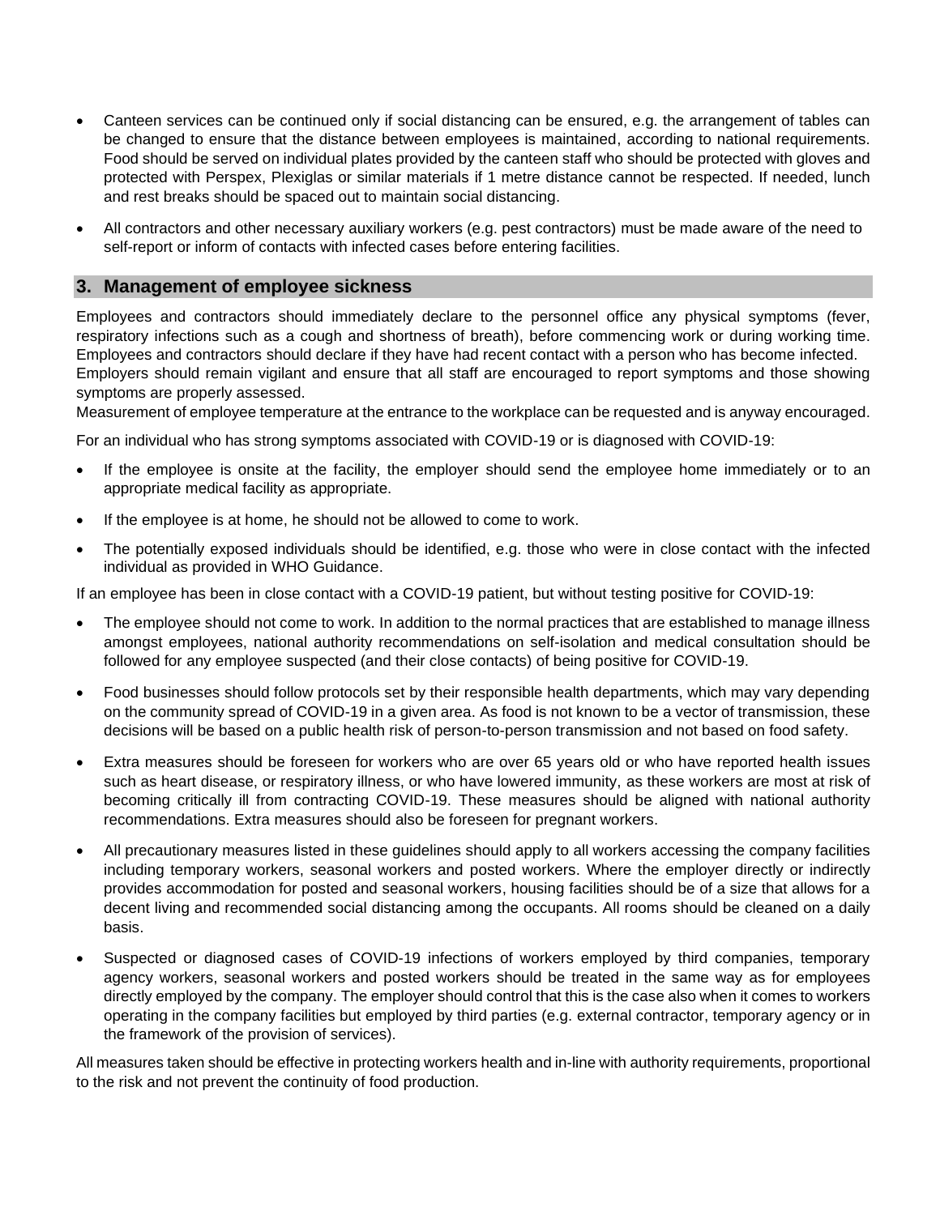- Canteen services can be continued only if social distancing can be ensured, e.g. the arrangement of tables can be changed to ensure that the distance between employees is maintained, according to national requirements. Food should be served on individual plates provided by the canteen staff who should be protected with gloves and protected with Perspex, Plexiglas or similar materials if 1 metre distance cannot be respected. If needed, lunch and rest breaks should be spaced out to maintain social distancing.

- All contractors and other necessary auxiliary workers (e.g. pest contractors) must be made aware of the need to self-report or inform of contacts with infected cases before entering facilities.

## 3. Management of employee sickness

Employees and contractors should immediately declare to the personnel office any physical symptoms (fever, respiratory infections such as a cough and shortness of breath), before commencing work or during working time. Employees and contractors should declare if they have had recent contact with a person who has become infected.
Employers should remain vigilant and ensure that all staff are encouraged to report symptoms and those showing symptoms are properly assessed.
Measurement of employee temperature at the entrance to the workplace can be requested and is anyway encouraged.

For an individual who has strong symptoms associated with COVID-19 or is diagnosed with COVID-19:

- If the employee is onsite at the facility, the employer should send the employee home immediately or to an appropriate medical facility as appropriate.

- If the employee is at home, he should not be allowed to come to work.

- The potentially exposed individuals should be identified, e.g. those who were in close contact with the infected individual as provided in WHO Guidance.

If an employee has been in close contact with a COVID-19 patient, but without testing positive for COVID-19:

- The employee should not come to work. In addition to the normal practices that are established to manage illness amongst employees, national authority recommendations on self-isolation and medical consultation should be followed for any employee suspected (and their close contacts) of being positive for COVID-19.

- Food businesses should follow protocols set by their responsible health departments, which may vary depending on the community spread of COVID-19 in a given area. As food is not known to be a vector of transmission, these decisions will be based on a public health risk of person-to-person transmission and not based on food safety.

- Extra measures should be foreseen for workers who are over 65 years old or who have reported health issues such as heart disease, or respiratory illness, or who have lowered immunity, as these workers are most at risk of becoming critically ill from contracting COVID-19. These measures should be aligned with national authority recommendations. Extra measures should also be foreseen for pregnant workers.

- All precautionary measures listed in these guidelines should apply to all workers accessing the company facilities including temporary workers, seasonal workers and posted workers. Where the employer directly or indirectly provides accommodation for posted and seasonal workers, housing facilities should be of a size that allows for a decent living and recommended social distancing among the occupants. All rooms should be cleaned on a daily basis.

- Suspected or diagnosed cases of COVID-19 infections of workers employed by third companies, temporary agency workers, seasonal workers and posted workers should be treated in the same way as for employees directly employed by the company. The employer should control that this is the case also when it comes to workers operating in the company facilities but employed by third parties (e.g. external contractor, temporary agency or in the framework of the provision of services).

All measures taken should be effective in protecting workers health and in-line with authority requirements, proportional to the risk and not prevent the continuity of food production.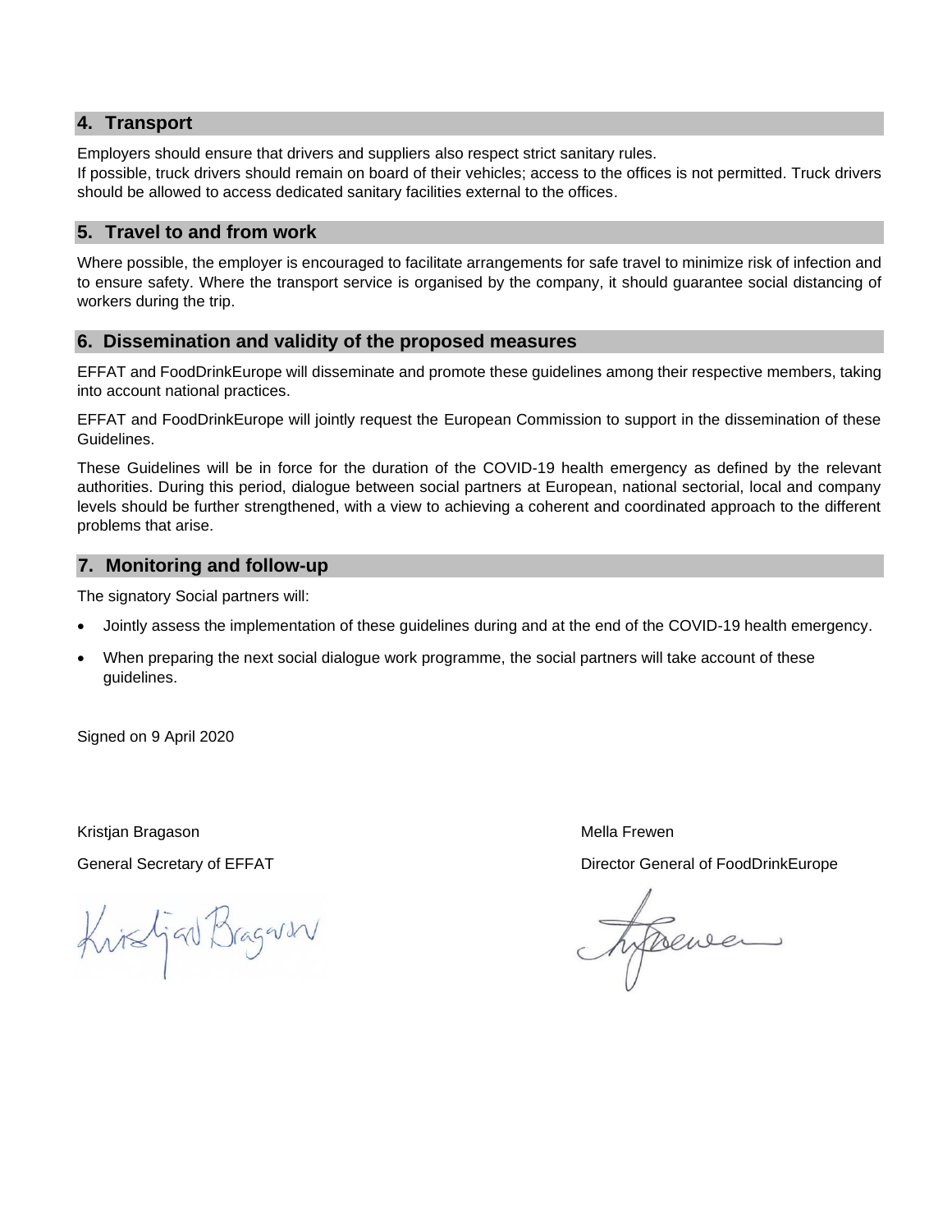## 4. Transport

Employers should ensure that drivers and suppliers also respect strict sanitary rules.
If possible, truck drivers should remain on board of their vehicles; access to the offices is not permitted. Truck drivers should be allowed to access dedicated sanitary facilities external to the offices.

## 5. Travel to and from work

Where possible, the employer is encouraged to facilitate arrangements for safe travel to minimize risk of infection and to ensure safety. Where the transport service is organised by the company, it should guarantee social distancing of workers during the trip.

## 6. Dissemination and validity of the proposed measures

EFFAT and FoodDrinkEurope will disseminate and promote these guidelines among their respective members, taking into account national practices.

EFFAT and FoodDrinkEurope will jointly request the European Commission to support in the dissemination of these Guidelines.

These Guidelines will be in force for the duration of the COVID-19 health emergency as defined by the relevant authorities. During this period, dialogue between social partners at European, national sectorial, local and company levels should be further strengthened, with a view to achieving a coherent and coordinated approach to the different problems that arise.

## 7. Monitoring and follow-up

The signatory Social partners will:

- Jointly assess the implementation of these guidelines during and at the end of the COVID-19 health emergency.
- When preparing the next social dialogue work programme, the social partners will take account of these guidelines.

Signed on 9 April 2020

Kristjan Bragason

General Secretary of EFFAT

Mella Frewen

Director General of FoodDrinkEurope